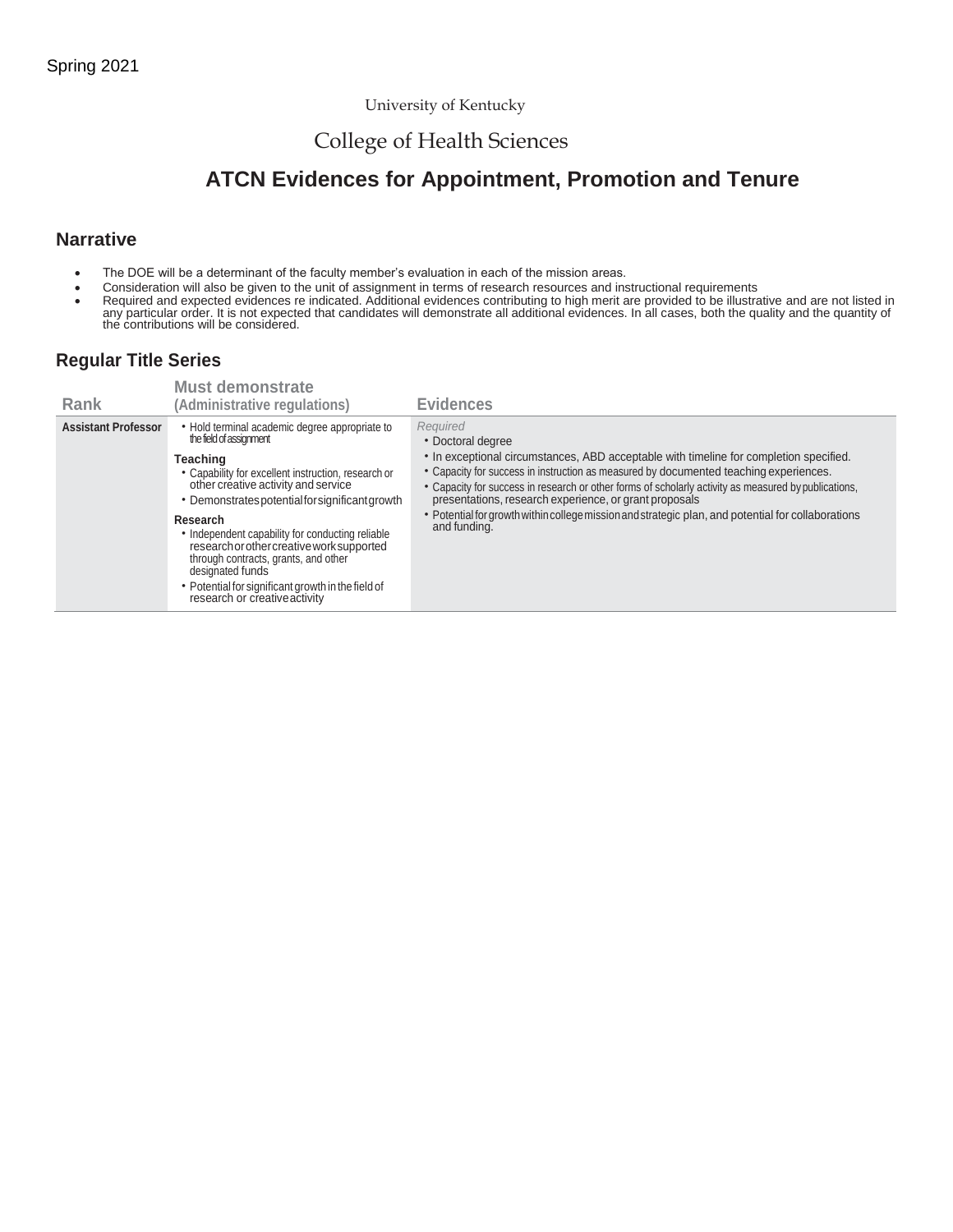Spring 2021

University of Kentucky

College of Health Sciences

# ATCN Evidences for Appointment, Promotion and Tenure

## Narrative

- The DOE will be a determinant of the faculty member's evaluation in each of the mission areas.
- Consideration will also be given to the unit of assignment in terms of research resources and instructional requirements
- Required and expected evidences re indicated. Additional evidences contributing to high merit are provided to be illustrative and are not listed in any particular order. It is not expected that candidates will demonstrate all additional evidences. In all cases, both the quality and the quantity of the contributions will be considered.

## Regular Title Series

| Rank | Must demonstrate (Administrative regulations) | Evidences |
|---|---|---|
| **Assistant Professor** | • Hold terminal academic degree appropriate to the field of assignment<br><br>**Teaching**<br>• Capability for excellent instruction, research or other creative activity and service<br>• Demonstrates potential for significant growth<br><br>**Research**<br>• Independent capability for conducting reliable research or other creative work supported through contracts, grants, and other designated funds<br>• Potential for significant growth in the field of research or creative activity | *Required*<br>• Doctoral degree<br>• In exceptional circumstances, ABD acceptable with timeline for completion specified.<br>• Capacity for success in instruction as measured by documented teaching experiences.<br>• Capacity for success in research or other forms of scholarly activity as measured by publications, presentations, research experience, or grant proposals<br>• Potential for growth within college mission and strategic plan, and potential for collaborations and funding. |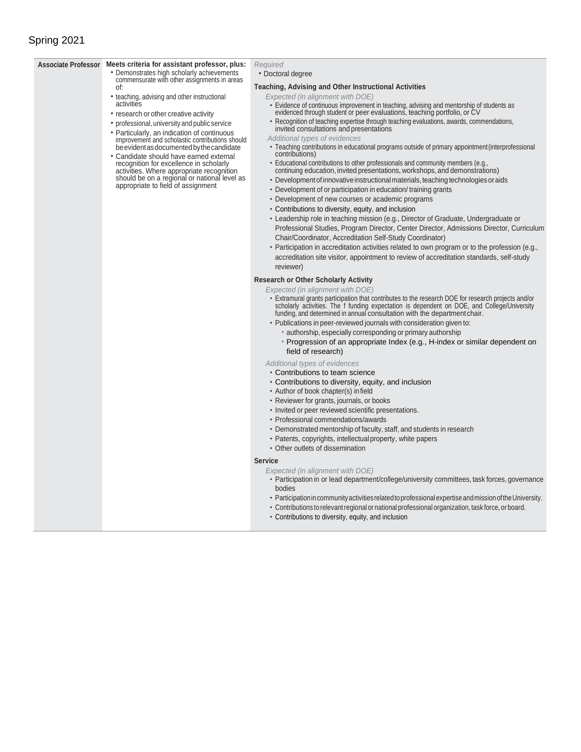Spring 2021

| Associate Professor | Meets criteria for assistant professor, plus: | Required |
|---|---|---|
| | • Demonstrates high scholarly achievements commensurate with other assignments in areas of:<br>• teaching, advising and other instructional activities<br>• research or other creative activity<br>• professional, university and public service<br>• Particularly, an indication of continuous improvement and scholastic contributions should be evident as documented by the candidate<br>• Candidate should have earned external recognition for excellence in scholarly activities. Where appropriate recognition should be on a regional or national level as appropriate to field of assignment | • Doctoral degree<br><br>**Teaching, Advising and Other Instructional Activities**<br>*Expected (in alignment with DOE)*<br>• Evidence of continuous improvement in teaching, advising and mentorship of students as evidenced through student or peer evaluations, teaching portfolio, or CV<br>• Recognition of teaching expertise through teaching evaluations, awards, commendations, invited consultations and presentations<br>*Additional types of evidences*<br>• Teaching contributions in educational programs outside of primary appointment (interprofessional contributions)<br>• Educational contributions to other professionals and community members (e.g., continuing education, invited presentations, workshops, and demonstrations)<br>• Development of innovative instructional materials, teaching technologies or aids<br>• Development of or participation in education/ training grants<br>• Development of new courses or academic programs<br>• Contributions to diversity, equity, and inclusion<br>• Leadership role in teaching mission (e.g., Director of Graduate, Undergraduate or Professional Studies, Program Director, Center Director, Admissions Director, Curriculum Chair/Coordinator, Accreditation Self-Study Coordinator)<br>• Participation in accreditation activities related to own program or to the profession (e.g., accreditation site visitor, appointment to review of accreditation standards, self-study reviewer)<br><br>**Research or Other Scholarly Activity**<br>*Expected (in alignment with DOE)*<br>• Extramural grants participation that contributes to the research DOE for research projects and/or scholarly activities. The f funding expectation is dependent on DOE, and College/University funding, and determined in annual consultation with the department chair.<br>• Publications in peer-reviewed journals with consideration given to:<br>  ◦ authorship, especially corresponding or primary authorship<br>  ◦ Progression of an appropriate Index (e.g., H-index or similar dependent on field of research)<br>*Additional types of evidences*<br>• Contributions to team science<br>• Contributions to diversity, equity, and inclusion<br>• Author of book chapter(s) in field<br>• Reviewer for grants, journals, or books<br>• Invited or peer reviewed scientific presentations.<br>• Professional commendations/awards<br>• Demonstrated mentorship of faculty, staff, and students in research<br>• Patents, copyrights, intellectual property, white papers<br>• Other outlets of dissemination<br><br>**Service**<br>*Expected (in alignment with DOE)*<br>• Participation in or lead department/college/university committees, task forces, governance bodies<br>• Participation in community activities related to professional expertise and mission of the University.<br>• Contributions to relevant regional or national professional organization, task force, or board.<br>• Contributions to diversity, equity, and inclusion |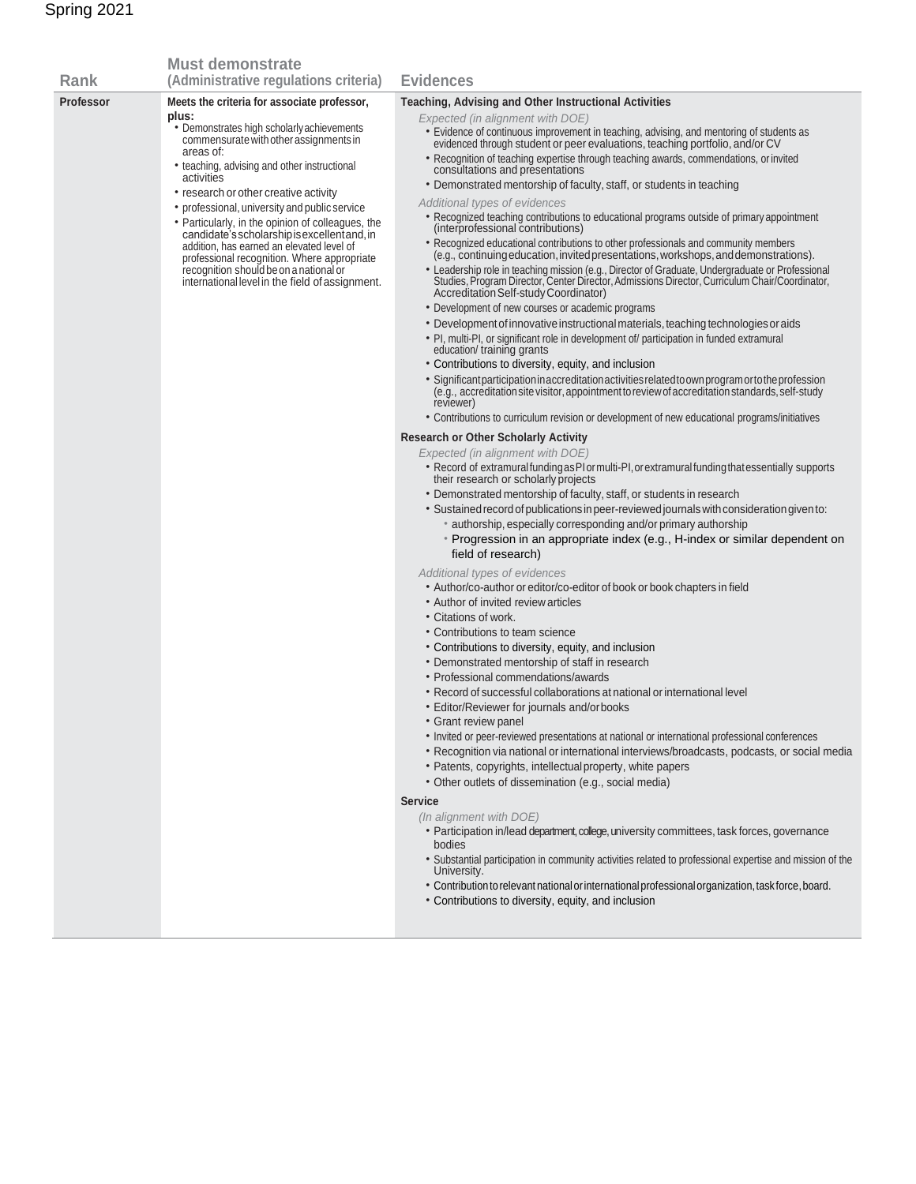Spring 2021

| Rank | Must demonstrate (Administrative regulations criteria) | Evidences |
|---|---|---|
| **Professor** | **Meets the criteria for associate professor, plus:**<br>• Demonstrates high scholarly achievements commensurate with other assignments in areas of:<br>• teaching, advising and other instructional activities<br>• research or other creative activity<br>• professional, university and public service<br>• Particularly, in the opinion of colleagues, the candidate's scholarship is excellent and, in addition, has earned an elevated level of professional recognition. Where appropriate recognition should be on a national or international level in the field of assignment. | **Teaching, Advising and Other Instructional Activities**<br>*Expected (in alignment with DOE)*<br>• Evidence of continuous improvement in teaching, advising, and mentoring of students as evidenced through student or peer evaluations, teaching portfolio, and/or CV<br>• Recognition of teaching expertise through teaching awards, commendations, or invited consultations and presentations<br>• Demonstrated mentorship of faculty, staff, or students in teaching<br>*Additional types of evidences*<br>• Recognized teaching contributions to educational programs outside of primary appointment (interprofessional contributions)<br>• Recognized educational contributions to other professionals and community members (e.g., continuing education, invited presentations, workshops, and demonstrations).<br>• Leadership role in teaching mission (e.g., Director of Graduate, Undergraduate or Professional Studies, Program Director, Center Director, Admissions Director, Curriculum Chair/Coordinator, Accreditation Self-study Coordinator)<br>• Development of new courses or academic programs<br>• Development of innovative instructional materials, teaching technologies or aids<br>• PI, multi-PI, or significant role in development of/ participation in funded extramural education/ training grants<br>• Contributions to diversity, equity, and inclusion<br>• Significant participation in accreditation activities related to own program or to the profession (e.g., accreditation site visitor, appointment to review of accreditation standards, self-study reviewer)<br>• Contributions to curriculum revision or development of new educational programs/initiatives<br>**Research or Other Scholarly Activity**<br>*Expected (in alignment with DOE)*<br>• Record of extramural funding as PI or multi-PI, or extramural funding that essentially supports their research or scholarly projects<br>• Demonstrated mentorship of faculty, staff, or students in research<br>• Sustained record of publications in peer-reviewed journals with consideration given to:<br>◦ authorship, especially corresponding and/or primary authorship<br>◦ Progression in an appropriate index (e.g., H-index or similar dependent on field of research)<br>*Additional types of evidences*<br>• Author/co-author or editor/co-editor of book or book chapters in field<br>• Author of invited review articles<br>• Citations of work.<br>• Contributions to team science<br>• Contributions to diversity, equity, and inclusion<br>• Demonstrated mentorship of staff in research<br>• Professional commendations/awards<br>• Record of successful collaborations at national or international level<br>• Editor/Reviewer for journals and/or books<br>• Grant review panel<br>• Invited or peer-reviewed presentations at national or international professional conferences<br>• Recognition via national or international interviews/broadcasts, podcasts, or social media<br>• Patents, copyrights, intellectual property, white papers<br>• Other outlets of dissemination (e.g., social media)<br>**Service**<br>*(In alignment with DOE)*<br>• Participation in/lead department, college, university committees, task forces, governance bodies<br>• Substantial participation in community activities related to professional expertise and mission of the University.<br>• Contribution to relevant national or international professional organization, task force, board.<br>• Contributions to diversity, equity, and inclusion |